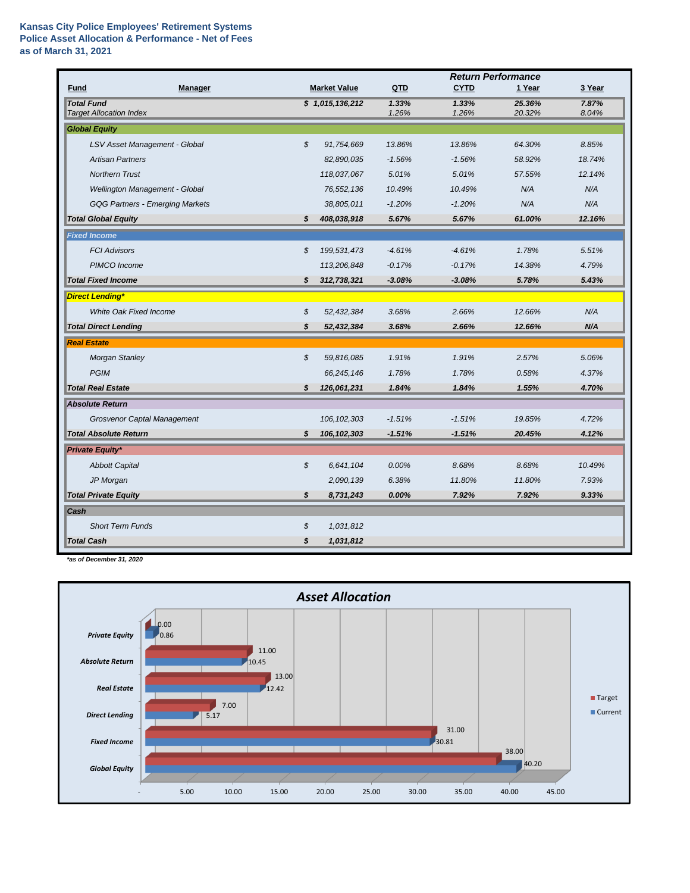**Kansas City Police Employees' Retirement Systems**
**Police Asset Allocation & Performance - Net of Fees**
**as of March 31, 2021**

| Fund | Manager | Market Value | QTD | CYTD | 1 Year | 3 Year |
|---|---|---|---|---|---|---|
| | | | | Return Performance | | |
| ***Total Fund*** | | ***$ 1,015,136,212*** | ***1.33%*** | ***1.33%*** | ***25.36%*** | ***7.87%*** |
| *Target Allocation Index* | | | *1.26%* | *1.26%* | *20.32%* | *8.04%* |
| ***Global Equity*** | | | | | | |
| | *LSV Asset Management - Global* | *$ 91,754,669* | *13.86%* | *13.86%* | *64.30%* | *8.85%* |
| | *Artisan Partners* | *82,890,035* | *-1.56%* | *-1.56%* | *58.92%* | *18.74%* |
| | *Northern Trust* | *118,037,067* | *5.01%* | *5.01%* | *57.55%* | *12.14%* |
| | *Wellington Management - Global* | *76,552,136* | *10.49%* | *10.49%* | *N/A* | *N/A* |
| | *GQG Partners - Emerging Markets* | *38,805,011* | *-1.20%* | *-1.20%* | *N/A* | *N/A* |
| ***Total Global Equity*** | | ***$ 408,038,918*** | ***5.67%*** | ***5.67%*** | ***61.00%*** | ***12.16%*** |
| ***Fixed Income*** | | | | | | |
| | *FCI Advisors* | *$ 199,531,473* | *-4.61%* | *-4.61%* | *1.78%* | *5.51%* |
| | *PIMCO Income* | *113,206,848* | *-0.17%* | *-0.17%* | *14.38%* | *4.79%* |
| ***Total Fixed Income*** | | ***$ 312,738,321*** | ***-3.08%*** | ***-3.08%*** | ***5.78%*** | ***5.43%*** |
| ***Direct Lending**** | | | | | | |
| | *White Oak Fixed Income* | *$ 52,432,384* | *3.68%* | *2.66%* | *12.66%* | *N/A* |
| ***Total Direct Lending*** | | ***$ 52,432,384*** | ***3.68%*** | ***2.66%*** | ***12.66%*** | ***N/A*** |
| ***Real Estate*** | | | | | | |
| | *Morgan Stanley* | *$ 59,816,085* | *1.91%* | *1.91%* | *2.57%* | *5.06%* |
| | *PGIM* | *66,245,146* | *1.78%* | *1.78%* | *0.58%* | *4.37%* |
| ***Total Real Estate*** | | ***$ 126,061,231*** | ***1.84%*** | ***1.84%*** | ***1.55%*** | ***4.70%*** |
| ***Absolute Return*** | | | | | | |
| | *Grosvenor Captal Management* | *106,102,303* | *-1.51%* | *-1.51%* | *19.85%* | *4.72%* |
| ***Total Absolute Return*** | | ***$ 106,102,303*** | ***-1.51%*** | ***-1.51%*** | ***20.45%*** | ***4.12%*** |
| ***Private Equity**** | | | | | | |
| | *Abbott Capital* | *$ 6,641,104* | *0.00%* | *8.68%* | *8.68%* | *10.49%* |
| | *JP Morgan* | *2,090,139* | *6.38%* | *11.80%* | *11.80%* | *7.93%* |
| ***Total Private Equity*** | | ***$ 8,731,243*** | ***0.00%*** | ***7.92%*** | ***7.92%*** | ***9.33%*** |
| ***Cash*** | | | | | | |
| | *Short Term Funds* | *$ 1,031,812* | | | | |
| ***Total Cash*** | | ***$ 1,031,812*** | | | | |

****as of December 31, 2020***

**Asset Allocation**

| Asset Class | Target | Current |
|---|---|---|
| Private Equity | 0.00 | 0.86 |
| Absolute Return | 11.00 | 10.45 |
| Real Estate | 13.00 | 12.42 |
| Direct Lending | 7.00 | 5.17 |
| Fixed Income | 31.00 | 30.81 |
| Global Equity | 38.00 | 40.20 |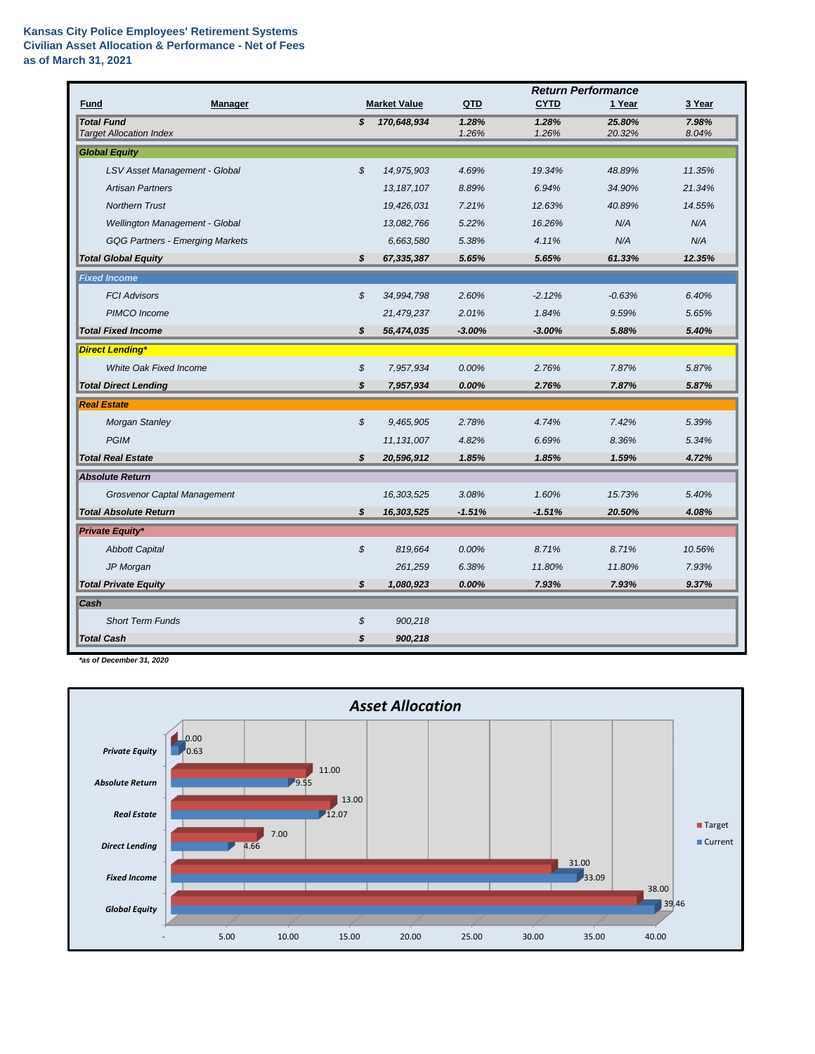**Kansas City Police Employees' Retirement Systems**
**Civilian Asset Allocation & Performance - Net of Fees**
**as of March 31, 2021**

| Fund | Manager | | Market Value | Return Performance QTD | CYTD | 1 Year | 3 Year |
|---|---|---|---|---|---|---|---|
| **Total Fund** | | **$** | **170,648,934** | **1.28%** | **1.28%** | **25.80%** | **7.98%** |
| *Target Allocation Index* | | | | *1.26%* | *1.26%* | *20.32%* | *8.04%* |
| **Global Equity** | | | | | | | |
| | LSV Asset Management - Global | $ | 14,975,903 | 4.69% | 19.34% | 48.89% | 11.35% |
| | Artisan Partners | | 13,187,107 | 8.89% | 6.94% | 34.90% | 21.34% |
| | Northern Trust | | 19,426,031 | 7.21% | 12.63% | 40.89% | 14.55% |
| | Wellington Management - Global | | 13,082,766 | 5.22% | 16.26% | N/A | N/A |
| | GQG Partners - Emerging Markets | | 6,663,580 | 5.38% | 4.11% | N/A | N/A |
| **Total Global Equity** | | **$** | **67,335,387** | **5.65%** | **5.65%** | **61.33%** | **12.35%** |
| **Fixed Income** | | | | | | | |
| | FCI Advisors | $ | 34,994,798 | 2.60% | -2.12% | -0.63% | 6.40% |
| | PIMCO Income | | 21,479,237 | 2.01% | 1.84% | 9.59% | 5.65% |
| **Total Fixed Income** | | **$** | **56,474,035** | **-3.00%** | **-3.00%** | **5.88%** | **5.40%** |
| **Direct Lending*** | | | | | | | |
| | White Oak Fixed Income | $ | 7,957,934 | 0.00% | 2.76% | 7.87% | 5.87% |
| **Total Direct Lending** | | **$** | **7,957,934** | **0.00%** | **2.76%** | **7.87%** | **5.87%** |
| **Real Estate** | | | | | | | |
| | Morgan Stanley | $ | 9,465,905 | 2.78% | 4.74% | 7.42% | 5.39% |
| | PGIM | | 11,131,007 | 4.82% | 6.69% | 8.36% | 5.34% |
| **Total Real Estate** | | **$** | **20,596,912** | **1.85%** | **1.85%** | **1.59%** | **4.72%** |
| **Absolute Return** | | | | | | | |
| | Grosvenor Captal Management | | 16,303,525 | 3.08% | 1.60% | 15.73% | 5.40% |
| **Total Absolute Return** | | **$** | **16,303,525** | **-1.51%** | **-1.51%** | **20.50%** | **4.08%** |
| **Private Equity*** | | | | | | | |
| | Abbott Capital | $ | 819,664 | 0.00% | 8.71% | 8.71% | 10.56% |
| | JP Morgan | | 261,259 | 6.38% | 11.80% | 11.80% | 7.93% |
| **Total Private Equity** | | **$** | **1,080,923** | **0.00%** | **7.93%** | **7.93%** | **9.37%** |
| **Cash** | | | | | | | |
| | Short Term Funds | $ | 900,218 | | | | |
| **Total Cash** | | **$** | **900,218** | | | | |

***as of December 31, 2020***

**Asset Allocation**

Private Equity 0.00 0.63
Absolute Return 11.00 9.55
Real Estate 13.00 12.07
Direct Lending 7.00 4.66
Fixed Income 31.00 33.09
Global Equity 38.00 39.46

- 5.00 10.00 15.00 20.00 25.00 30.00 35.00 40.00

Target
Current